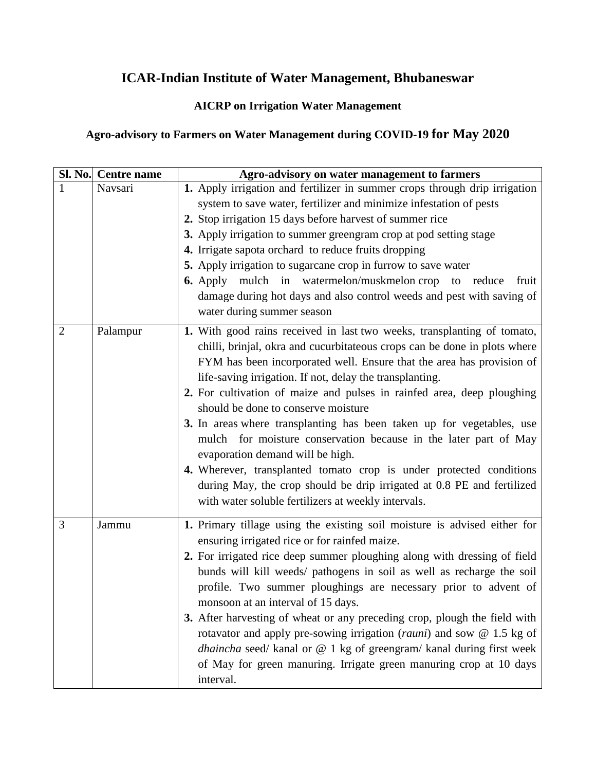# ICAR-Indian Institute of Water Management, Bhubaneswar

## AICRP on Irrigation Water Management

### Agro-advisory to Farmers on Water Management during COVID-19 for May 2020

| Sl. No. | Centre name | Agro-advisory on water management to farmers |
|---|---|---|
| 1 | Navsari | **1.** Apply irrigation and fertilizer in summer crops through drip irrigation system to save water, fertilizer and minimize infestation of pests<br>**2.** Stop irrigation 15 days before harvest of summer rice<br>**3.** Apply irrigation to summer greengram crop at pod setting stage<br>**4.** Irrigate sapota orchard to reduce fruits dropping<br>**5.** Apply irrigation to sugarcane crop in furrow to save water<br>**6.** Apply mulch in watermelon/muskmelon crop to reduce fruit damage during hot days and also control weeds and pest with saving of water during summer season |
| 2 | Palampur | **1.** With good rains received in last two weeks, transplanting of tomato, chilli, brinjal, okra and cucurbitateous crops can be done in plots where FYM has been incorporated well. Ensure that the area has provision of life-saving irrigation. If not, delay the transplanting.<br>**2.** For cultivation of maize and pulses in rainfed area, deep ploughing should be done to conserve moisture<br>**3.** In areas where transplanting has been taken up for vegetables, use mulch for moisture conservation because in the later part of May evaporation demand will be high.<br>**4.** Wherever, transplanted tomato crop is under protected conditions during May, the crop should be drip irrigated at 0.8 PE and fertilized with water soluble fertilizers at weekly intervals. |
| 3 | Jammu | **1.** Primary tillage using the existing soil moisture is advised either for ensuring irrigated rice or for rainfed maize.<br>**2.** For irrigated rice deep summer ploughing along with dressing of field bunds will kill weeds/ pathogens in soil as well as recharge the soil profile. Two summer ploughings are necessary prior to advent of monsoon at an interval of 15 days.<br>**3.** After harvesting of wheat or any preceding crop, plough the field with rotavator and apply pre-sowing irrigation (*rauni*) and sow @ 1.5 kg of *dhaincha* seed/ kanal or @ 1 kg of greengram/ kanal during first week of May for green manuring. Irrigate green manuring crop at 10 days interval. |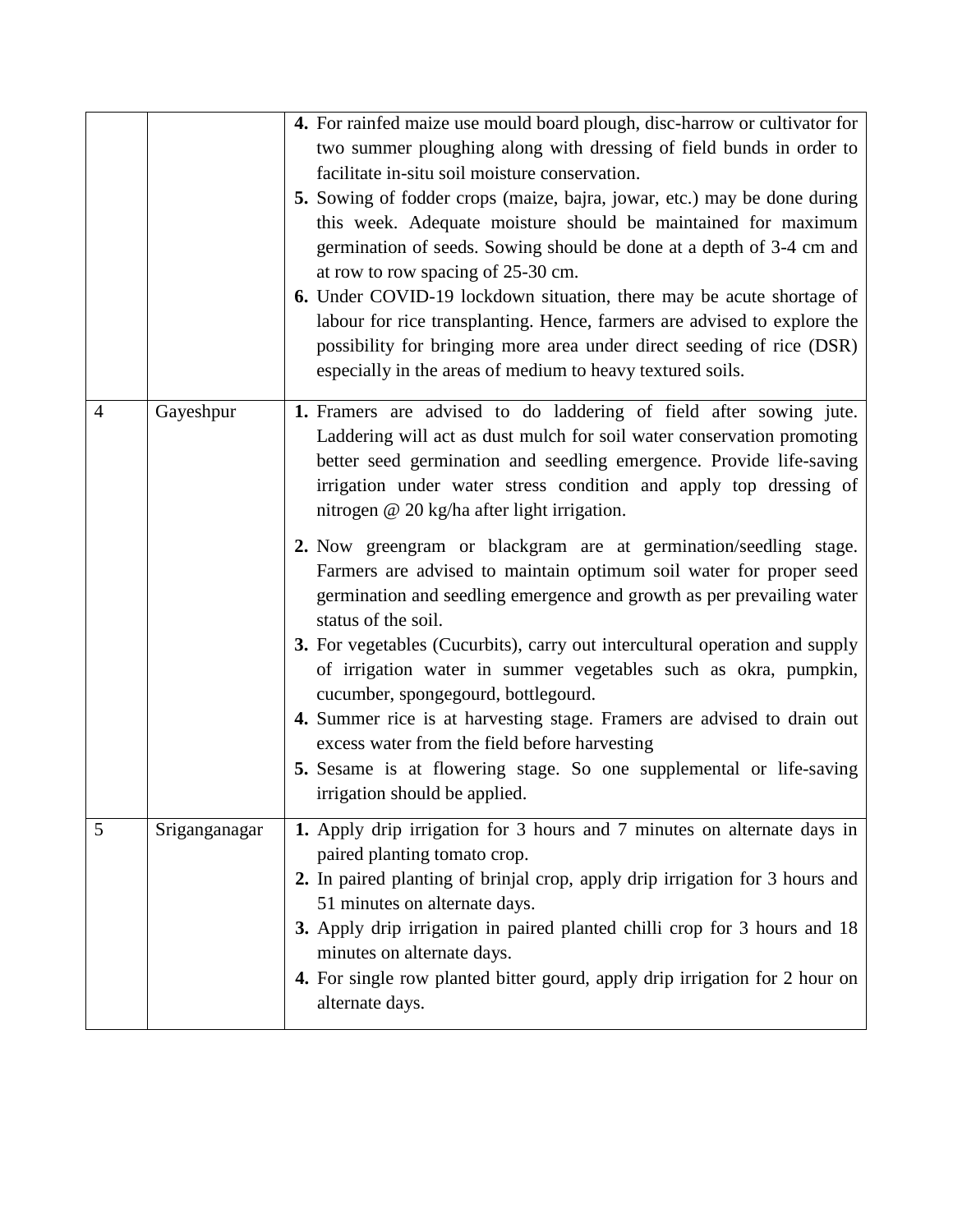| | | |
|---|---|---|
| | | **4.** For rainfed maize use mould board plough, disc-harrow or cultivator for two summer ploughing along with dressing of field bunds in order to facilitate in-situ soil moisture conservation.<br>**5.** Sowing of fodder crops (maize, bajra, jowar, etc.) may be done during this week. Adequate moisture should be maintained for maximum germination of seeds. Sowing should be done at a depth of 3-4 cm and at row to row spacing of 25-30 cm.<br>**6.** Under COVID-19 lockdown situation, there may be acute shortage of labour for rice transplanting. Hence, farmers are advised to explore the possibility for bringing more area under direct seeding of rice (DSR) especially in the areas of medium to heavy textured soils. |
| 4 | Gayeshpur | **1.** Framers are advised to do laddering of field after sowing jute. Laddering will act as dust mulch for soil water conservation promoting better seed germination and seedling emergence. Provide life-saving irrigation under water stress condition and apply top dressing of nitrogen @ 20 kg/ha after light irrigation.<br>**2.** Now greengram or blackgram are at germination/seedling stage. Farmers are advised to maintain optimum soil water for proper seed germination and seedling emergence and growth as per prevailing water status of the soil.<br>**3.** For vegetables (Cucurbits), carry out intercultural operation and supply of irrigation water in summer vegetables such as okra, pumpkin, cucumber, spongegourd, bottlegourd.<br>**4.** Summer rice is at harvesting stage. Framers are advised to drain out excess water from the field before harvesting<br>**5.** Sesame is at flowering stage. So one supplemental or life-saving irrigation should be applied. |
| 5 | Sriganganagar | **1.** Apply drip irrigation for 3 hours and 7 minutes on alternate days in paired planting tomato crop.<br>**2.** In paired planting of brinjal crop, apply drip irrigation for 3 hours and 51 minutes on alternate days.<br>**3.** Apply drip irrigation in paired planted chilli crop for 3 hours and 18 minutes on alternate days.<br>**4.** For single row planted bitter gourd, apply drip irrigation for 2 hour on alternate days. |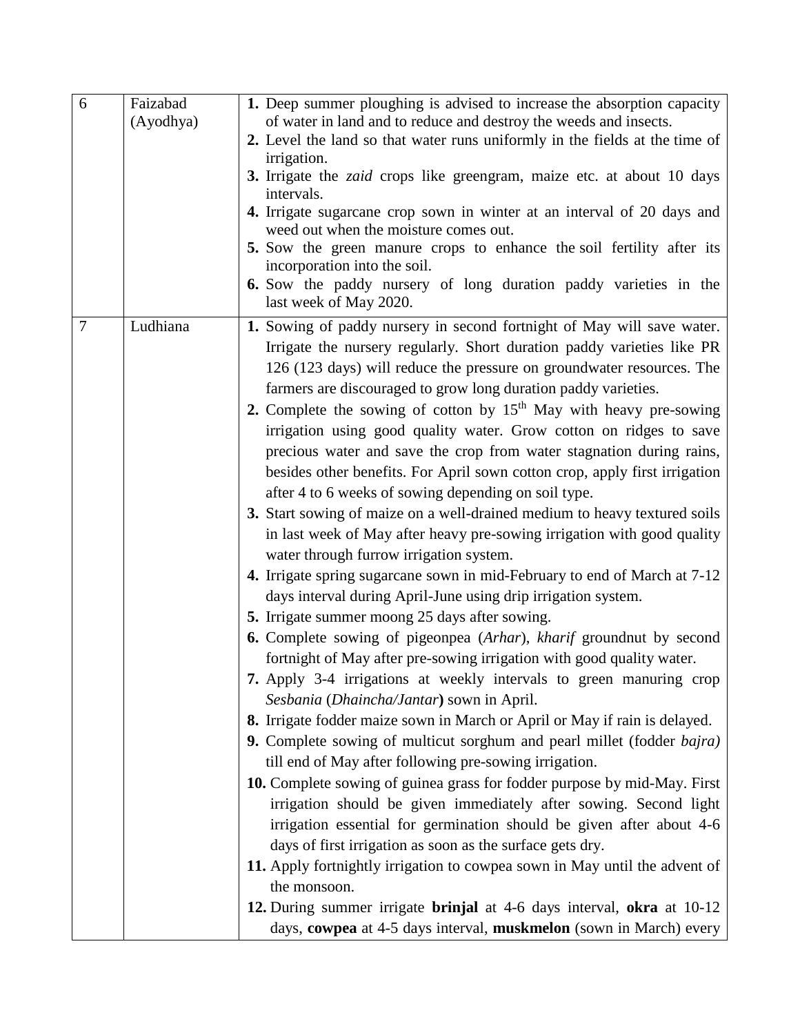| | | |
|---|---|---|
| 6 | Faizabad (Ayodhya) | **1.** Deep summer ploughing is advised to increase the absorption capacity of water in land and to reduce and destroy the weeds and insects.<br>**2.** Level the land so that water runs uniformly in the fields at the time of irrigation.<br>**3.** Irrigate the *zaid* crops like greengram, maize etc. at about 10 days intervals.<br>**4.** Irrigate sugarcane crop sown in winter at an interval of 20 days and weed out when the moisture comes out.<br>**5.** Sow the green manure crops to enhance the soil fertility after its incorporation into the soil.<br>**6.** Sow the paddy nursery of long duration paddy varieties in the last week of May 2020. |
| 7 | Ludhiana | **1.** Sowing of paddy nursery in second fortnight of May will save water. Irrigate the nursery regularly. Short duration paddy varieties like PR 126 (123 days) will reduce the pressure on groundwater resources. The farmers are discouraged to grow long duration paddy varieties.<br>**2.** Complete the sowing of cotton by 15[th] May with heavy pre-sowing irrigation using good quality water. Grow cotton on ridges to save precious water and save the crop from water stagnation during rains, besides other benefits. For April sown cotton crop, apply first irrigation after 4 to 6 weeks of sowing depending on soil type.<br>**3.** Start sowing of maize on a well-drained medium to heavy textured soils in last week of May after heavy pre-sowing irrigation with good quality water through furrow irrigation system.<br>**4.** Irrigate spring sugarcane sown in mid-February to end of March at 7-12 days interval during April-June using drip irrigation system.<br>**5.** Irrigate summer moong 25 days after sowing.<br>**6.** Complete sowing of pigeonpea (*Arhar*), *kharif* groundnut by second fortnight of May after pre-sowing irrigation with good quality water.<br>**7.** Apply 3-4 irrigations at weekly intervals to green manuring crop *Sesbania* (*Dhaincha/Jantar*) sown in April.<br>**8.** Irrigate fodder maize sown in March or April or May if rain is delayed.<br>**9.** Complete sowing of multicut sorghum and pearl millet (fodder *bajra)* till end of May after following pre-sowing irrigation.<br>**10.** Complete sowing of guinea grass for fodder purpose by mid-May. First irrigation should be given immediately after sowing. Second light irrigation essential for germination should be given after about 4-6 days of first irrigation as soon as the surface gets dry.<br>**11.** Apply fortnightly irrigation to cowpea sown in May until the advent of the monsoon.<br>**12.** During summer irrigate **brinjal** at 4-6 days interval, **okra** at 10-12 days, **cowpea** at 4-5 days interval, **muskmelon** (sown in March) every |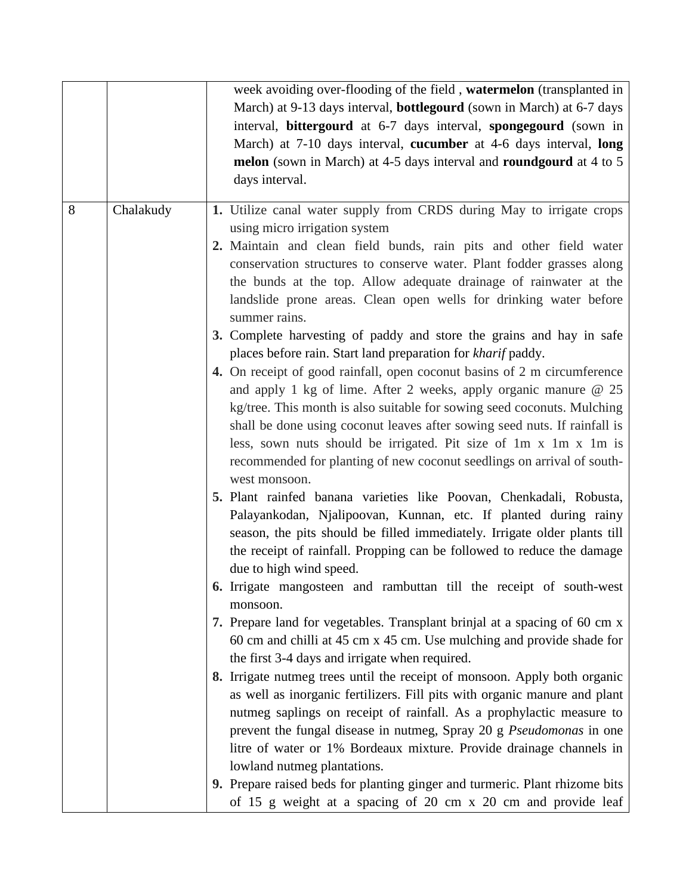|  |  |  |
|---|---|---|
|  |  | week avoiding over-flooding of the field , **watermelon** (transplanted in March) at 9-13 days interval, **bottlegourd** (sown in March) at 6-7 days interval, **bittergourd** at 6-7 days interval, **spongegourd** (sown in March) at 7-10 days interval, **cucumber** at 4-6 days interval, **long melon** (sown in March) at 4-5 days interval and **roundgourd** at 4 to 5 days interval. |
| 8 | Chalakudy | **1.** Utilize canal water supply from CRDS during May to irrigate crops using micro irrigation system<br>**2.** Maintain and clean field bunds, rain pits and other field water conservation structures to conserve water. Plant fodder grasses along the bunds at the top. Allow adequate drainage of rainwater at the landslide prone areas. Clean open wells for drinking water before summer rains.<br>**3.** Complete harvesting of paddy and store the grains and hay in safe places before rain. Start land preparation for *kharif* paddy.<br>**4.** On receipt of good rainfall, open coconut basins of 2 m circumference and apply 1 kg of lime. After 2 weeks, apply organic manure @ 25 kg/tree. This month is also suitable for sowing seed coconuts. Mulching shall be done using coconut leaves after sowing seed nuts. If rainfall is less, sown nuts should be irrigated. Pit size of 1m x 1m x 1m is recommended for planting of new coconut seedlings on arrival of south-west monsoon.<br>**5.** Plant rainfed banana varieties like Poovan, Chenkadali, Robusta, Palayankodan, Njalipoovan, Kunnan, etc. If planted during rainy season, the pits should be filled immediately. Irrigate older plants till the receipt of rainfall. Propping can be followed to reduce the damage due to high wind speed.<br>**6.** Irrigate mangosteen and rambuttan till the receipt of south-west monsoon.<br>**7.** Prepare land for vegetables. Transplant brinjal at a spacing of 60 cm x 60 cm and chilli at 45 cm x 45 cm. Use mulching and provide shade for the first 3-4 days and irrigate when required.<br>**8.** Irrigate nutmeg trees until the receipt of monsoon. Apply both organic as well as inorganic fertilizers. Fill pits with organic manure and plant nutmeg saplings on receipt of rainfall. As a prophylactic measure to prevent the fungal disease in nutmeg, Spray 20 g *Pseudomonas* in one litre of water or 1% Bordeaux mixture. Provide drainage channels in lowland nutmeg plantations.<br>**9.** Prepare raised beds for planting ginger and turmeric. Plant rhizome bits of 15 g weight at a spacing of 20 cm x 20 cm and provide leaf |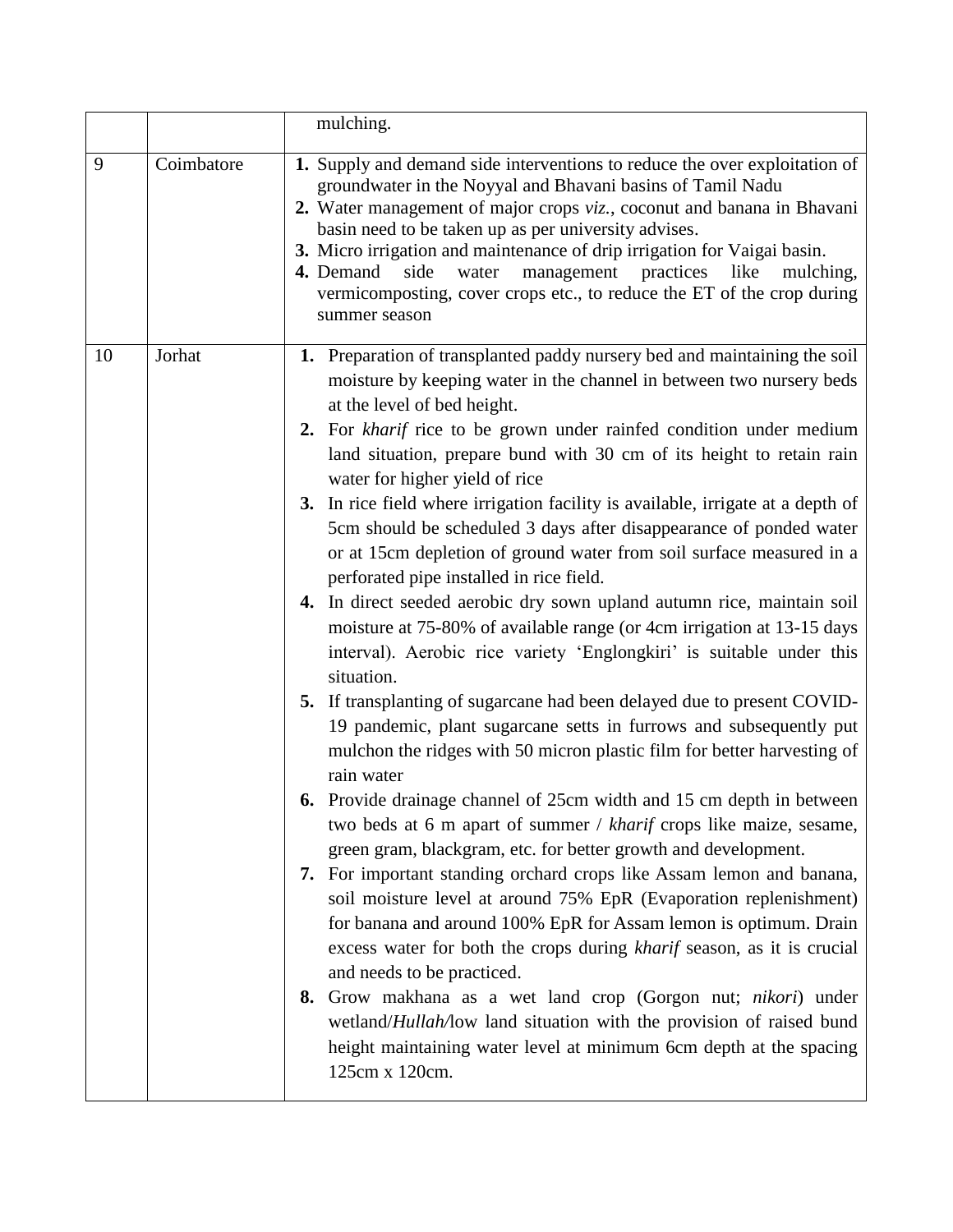|  |  |  |
|---|---|---|
|  |  | mulching. |
| 9 | Coimbatore | **1.** Supply and demand side interventions to reduce the over exploitation of groundwater in the Noyyal and Bhavani basins of Tamil Nadu<br>**2.** Water management of major crops *viz.*, coconut and banana in Bhavani basin need to be taken up as per university advises.<br>**3.** Micro irrigation and maintenance of drip irrigation for Vaigai basin.<br>**4.** Demand side water management practices like mulching, vermicomposting, cover crops etc., to reduce the ET of the crop during summer season |
| 10 | Jorhat | **1.** Preparation of transplanted paddy nursery bed and maintaining the soil moisture by keeping water in the channel in between two nursery beds at the level of bed height.<br>**2.** For *kharif* rice to be grown under rainfed condition under medium land situation, prepare bund with 30 cm of its height to retain rain water for higher yield of rice<br>**3.** In rice field where irrigation facility is available, irrigate at a depth of 5cm should be scheduled 3 days after disappearance of ponded water or at 15cm depletion of ground water from soil surface measured in a perforated pipe installed in rice field.<br>**4.** In direct seeded aerobic dry sown upland autumn rice, maintain soil moisture at 75-80% of available range (or 4cm irrigation at 13-15 days interval). Aerobic rice variety 'Englongkiri' is suitable under this situation.<br>**5.** If transplanting of sugarcane had been delayed due to present COVID-19 pandemic, plant sugarcane setts in furrows and subsequently put mulchon the ridges with 50 micron plastic film for better harvesting of rain water<br>**6.** Provide drainage channel of 25cm width and 15 cm depth in between two beds at 6 m apart of summer / *kharif* crops like maize, sesame, green gram, blackgram, etc. for better growth and development.<br>**7.** For important standing orchard crops like Assam lemon and banana, soil moisture level at around 75% EpR (Evaporation replenishment) for banana and around 100% EpR for Assam lemon is optimum. Drain excess water for both the crops during *kharif* season, as it is crucial and needs to be practiced.<br>**8.** Grow makhana as a wet land crop (Gorgon nut; *nikori*) under wetland/*Hullah/*low land situation with the provision of raised bund height maintaining water level at minimum 6cm depth at the spacing 125cm x 120cm. |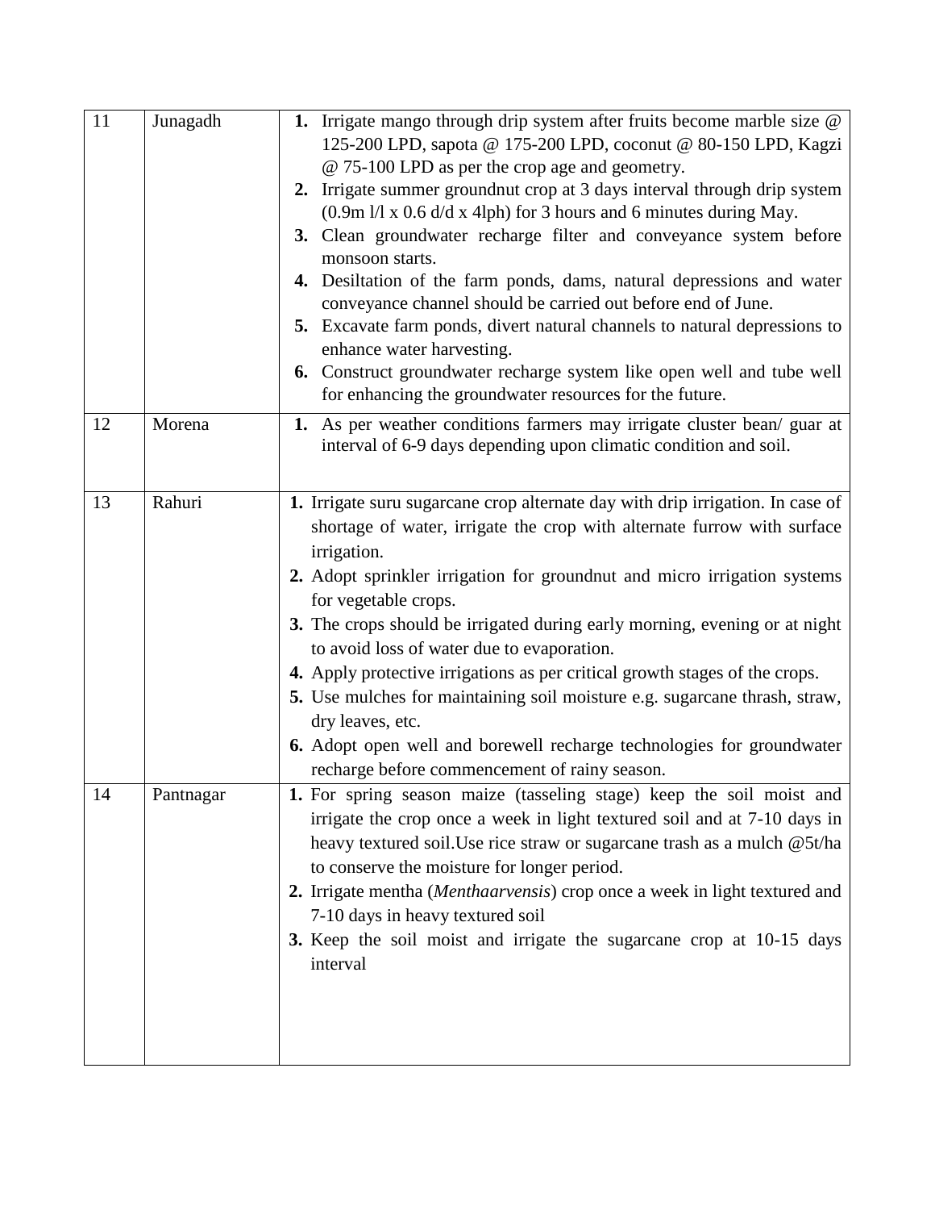| 11 | Junagadh | **1.** Irrigate mango through drip system after fruits become marble size @ 125-200 LPD, sapota @ 175-200 LPD, coconut @ 80-150 LPD, Kagzi @ 75-100 LPD as per the crop age and geometry.<br>**2.** Irrigate summer groundnut crop at 3 days interval through drip system (0.9m l/l x 0.6 d/d x 4lph) for 3 hours and 6 minutes during May.<br>**3.** Clean groundwater recharge filter and conveyance system before monsoon starts.<br>**4.** Desiltation of the farm ponds, dams, natural depressions and water conveyance channel should be carried out before end of June.<br>**5.** Excavate farm ponds, divert natural channels to natural depressions to enhance water harvesting.<br>**6.** Construct groundwater recharge system like open well and tube well for enhancing the groundwater resources for the future. |
|---|---|---|
| 12 | Morena | **1.** As per weather conditions farmers may irrigate cluster bean/ guar at interval of 6-9 days depending upon climatic condition and soil. |
| 13 | Rahuri | **1.** Irrigate suru sugarcane crop alternate day with drip irrigation. In case of shortage of water, irrigate the crop with alternate furrow with surface irrigation.<br>**2.** Adopt sprinkler irrigation for groundnut and micro irrigation systems for vegetable crops.<br>**3.** The crops should be irrigated during early morning, evening or at night to avoid loss of water due to evaporation.<br>**4.** Apply protective irrigations as per critical growth stages of the crops.<br>**5.** Use mulches for maintaining soil moisture e.g. sugarcane thrash, straw, dry leaves, etc.<br>**6.** Adopt open well and borewell recharge technologies for groundwater recharge before commencement of rainy season. |
| 14 | Pantnagar | **1.** For spring season maize (tasseling stage) keep the soil moist and irrigate the crop once a week in light textured soil and at 7-10 days in heavy textured soil.Use rice straw or sugarcane trash as a mulch @5t/ha to conserve the moisture for longer period.<br>**2.** Irrigate mentha (*Menthaarvensis*) crop once a week in light textured and 7-10 days in heavy textured soil<br>**3.** Keep the soil moist and irrigate the sugarcane crop at 10-15 days interval |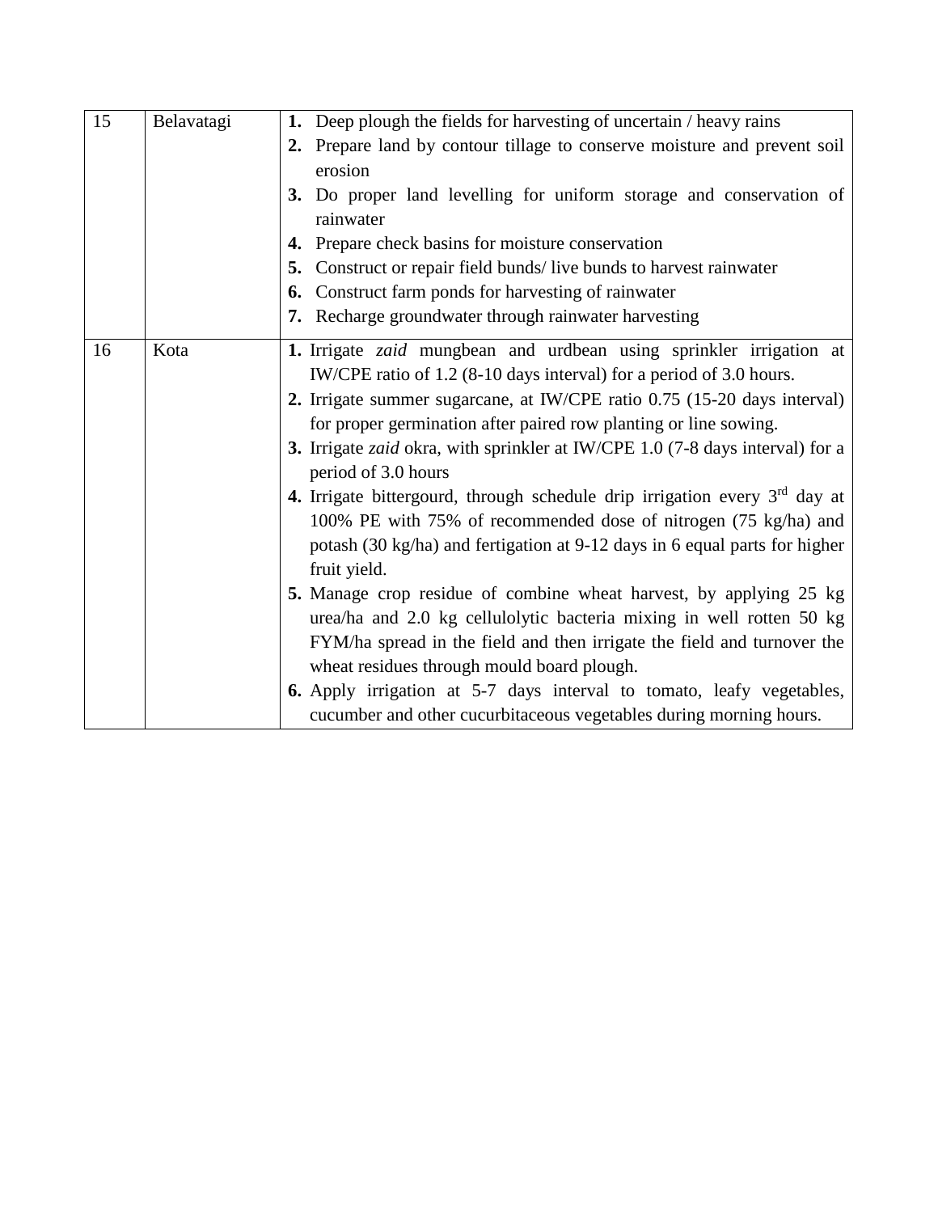| | | |
|---|---|---|
| 15 | Belavatagi | **1.** Deep plough the fields for harvesting of uncertain / heavy rains<br>**2.** Prepare land by contour tillage to conserve moisture and prevent soil erosion<br>**3.** Do proper land levelling for uniform storage and conservation of rainwater<br>**4.** Prepare check basins for moisture conservation<br>**5.** Construct or repair field bunds/ live bunds to harvest rainwater<br>**6.** Construct farm ponds for harvesting of rainwater<br>**7.** Recharge groundwater through rainwater harvesting |
| 16 | Kota | **1.** Irrigate *zaid* mungbean and urdbean using sprinkler irrigation at IW/CPE ratio of 1.2 (8-10 days interval) for a period of 3.0 hours.<br>**2.** Irrigate summer sugarcane, at IW/CPE ratio 0.75 (15-20 days interval) for proper germination after paired row planting or line sowing.<br>**3.** Irrigate *zaid* okra, with sprinkler at IW/CPE 1.0 (7-8 days interval) for a period of 3.0 hours<br>**4.** Irrigate bittergourd, through schedule drip irrigation every 3$^{rd}$ day at 100% PE with 75% of recommended dose of nitrogen (75 kg/ha) and potash (30 kg/ha) and fertigation at 9-12 days in 6 equal parts for higher fruit yield.<br>**5.** Manage crop residue of combine wheat harvest, by applying 25 kg urea/ha and 2.0 kg cellulolytic bacteria mixing in well rotten 50 kg FYM/ha spread in the field and then irrigate the field and turnover the wheat residues through mould board plough.<br>**6.** Apply irrigation at 5-7 days interval to tomato, leafy vegetables, cucumber and other cucurbitaceous vegetables during morning hours. |